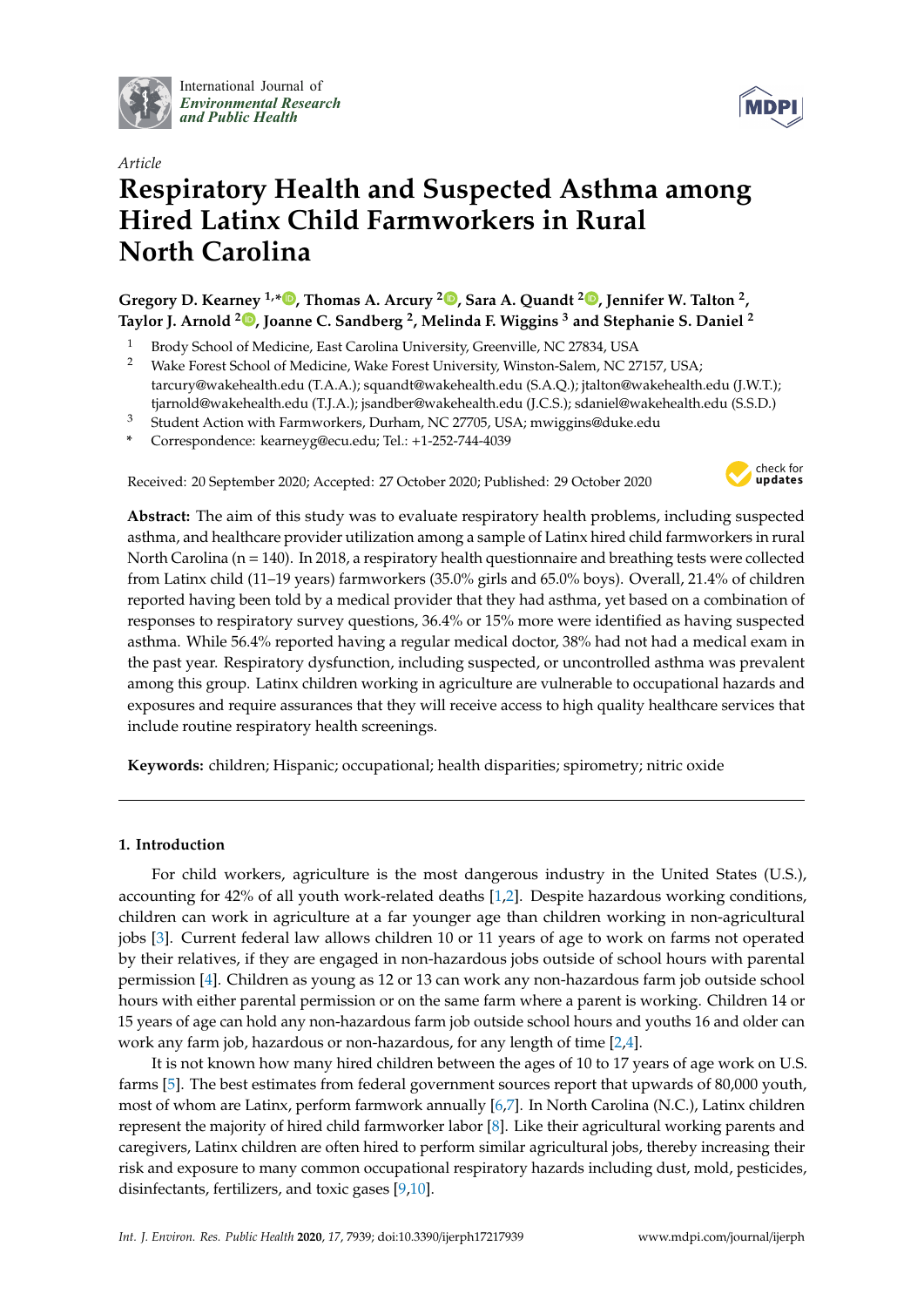International Journal of *Environmental Research and Public Health*

*Article*

# Respiratory Health and Suspected Asthma among Hired Latinx Child Farmworkers in Rural North Carolina

**Gregory D. Kearney [1,*], Thomas A. Arcury [2], Sara A. Quandt [2], Jennifer W. Talton [2], Taylor J. Arnold [2], Joanne C. Sandberg [2], Melinda F. Wiggins [3] and Stephanie S. Daniel [2]**

1. Brody School of Medicine, East Carolina University, Greenville, NC 27834, USA
2. Wake Forest School of Medicine, Wake Forest University, Winston-Salem, NC 27157, USA; tarcury@wakehealth.edu (T.A.A.); squandt@wakehealth.edu (S.A.Q.); jtalton@wakehealth.edu (J.W.T.); tjarnold@wakehealth.edu (T.J.A.); jsandber@wakehealth.edu (J.C.S.); sdaniel@wakehealth.edu (S.S.D.)
3. Student Action with Farmworkers, Durham, NC 27705, USA; mwiggins@duke.edu

\* Correspondence: kearneyg@ecu.edu; Tel.: +1-252-744-4039

Received: 20 September 2020; Accepted: 27 October 2020; Published: 29 October 2020

**Abstract:** The aim of this study was to evaluate respiratory health problems, including suspected asthma, and healthcare provider utilization among a sample of Latinx hired child farmworkers in rural North Carolina (n = 140). In 2018, a respiratory health questionnaire and breathing tests were collected from Latinx child (11–19 years) farmworkers (35.0% girls and 65.0% boys). Overall, 21.4% of children reported having been told by a medical provider that they had asthma, yet based on a combination of responses to respiratory survey questions, 36.4% or 15% more were identified as having suspected asthma. While 56.4% reported having a regular medical doctor, 38% had not had a medical exam in the past year. Respiratory dysfunction, including suspected, or uncontrolled asthma was prevalent among this group. Latinx children working in agriculture are vulnerable to occupational hazards and exposures and require assurances that they will receive access to high quality healthcare services that include routine respiratory health screenings.

**Keywords:** children; Hispanic; occupational; health disparities; spirometry; nitric oxide

## 1. Introduction

For child workers, agriculture is the most dangerous industry in the United States (U.S.), accounting for 42% of all youth work-related deaths [1,2]. Despite hazardous working conditions, children can work in agriculture at a far younger age than children working in non-agricultural jobs [3]. Current federal law allows children 10 or 11 years of age to work on farms not operated by their relatives, if they are engaged in non-hazardous jobs outside of school hours with parental permission [4]. Children as young as 12 or 13 can work any non-hazardous farm job outside school hours with either parental permission or on the same farm where a parent is working. Children 14 or 15 years of age can hold any non-hazardous farm job outside school hours and youths 16 and older can work any farm job, hazardous or non-hazardous, for any length of time [2,4].

It is not known how many hired children between the ages of 10 to 17 years of age work on U.S. farms [5]. The best estimates from federal government sources report that upwards of 80,000 youth, most of whom are Latinx, perform farmwork annually [6,7]. In North Carolina (N.C.), Latinx children represent the majority of hired child farmworker labor [8]. Like their agricultural working parents and caregivers, Latinx children are often hired to perform similar agricultural jobs, thereby increasing their risk and exposure to many common occupational respiratory hazards including dust, mold, pesticides, disinfectants, fertilizers, and toxic gases [9,10].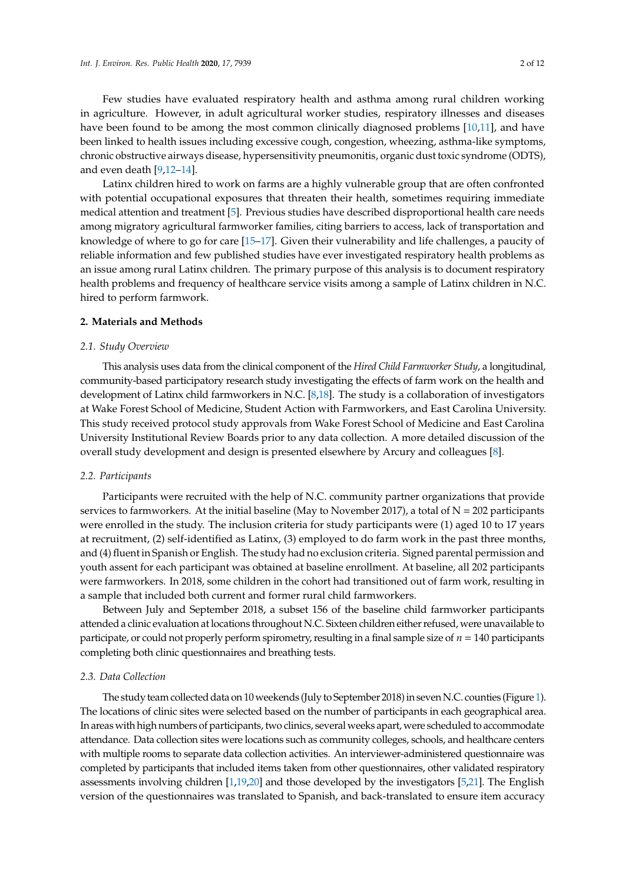Few studies have evaluated respiratory health and asthma among rural children working in agriculture. However, in adult agricultural worker studies, respiratory illnesses and diseases have been found to be among the most common clinically diagnosed problems [10,11], and have been linked to health issues including excessive cough, congestion, wheezing, asthma-like symptoms, chronic obstructive airways disease, hypersensitivity pneumonitis, organic dust toxic syndrome (ODTS), and even death [9,12–14].

Latinx children hired to work on farms are a highly vulnerable group that are often confronted with potential occupational exposures that threaten their health, sometimes requiring immediate medical attention and treatment [5]. Previous studies have described disproportional health care needs among migratory agricultural farmworker families, citing barriers to access, lack of transportation and knowledge of where to go for care [15–17]. Given their vulnerability and life challenges, a paucity of reliable information and few published studies have ever investigated respiratory health problems as an issue among rural Latinx children. The primary purpose of this analysis is to document respiratory health problems and frequency of healthcare service visits among a sample of Latinx children in N.C. hired to perform farmwork.

## 2. Materials and Methods

### 2.1. Study Overview

This analysis uses data from the clinical component of the *Hired Child Farmworker Study*, a longitudinal, community-based participatory research study investigating the effects of farm work on the health and development of Latinx child farmworkers in N.C. [8,18]. The study is a collaboration of investigators at Wake Forest School of Medicine, Student Action with Farmworkers, and East Carolina University. This study received protocol study approvals from Wake Forest School of Medicine and East Carolina University Institutional Review Boards prior to any data collection. A more detailed discussion of the overall study development and design is presented elsewhere by Arcury and colleagues [8].

### 2.2. Participants

Participants were recruited with the help of N.C. community partner organizations that provide services to farmworkers. At the initial baseline (May to November 2017), a total of N = 202 participants were enrolled in the study. The inclusion criteria for study participants were (1) aged 10 to 17 years at recruitment, (2) self-identified as Latinx, (3) employed to do farm work in the past three months, and (4) fluent in Spanish or English. The study had no exclusion criteria. Signed parental permission and youth assent for each participant was obtained at baseline enrollment. At baseline, all 202 participants were farmworkers. In 2018, some children in the cohort had transitioned out of farm work, resulting in a sample that included both current and former rural child farmworkers.

Between July and September 2018, a subset 156 of the baseline child farmworker participants attended a clinic evaluation at locations throughout N.C. Sixteen children either refused, were unavailable to participate, or could not properly perform spirometry, resulting in a final sample size of $n$ = 140 participants completing both clinic questionnaires and breathing tests.

### 2.3. Data Collection

The study team collected data on 10 weekends (July to September 2018) in seven N.C. counties (Figure 1). The locations of clinic sites were selected based on the number of participants in each geographical area. In areas with high numbers of participants, two clinics, several weeks apart, were scheduled to accommodate attendance. Data collection sites were locations such as community colleges, schools, and healthcare centers with multiple rooms to separate data collection activities. An interviewer-administered questionnaire was completed by participants that included items taken from other questionnaires, other validated respiratory assessments involving children [1,19,20] and those developed by the investigators [5,21]. The English version of the questionnaires was translated to Spanish, and back-translated to ensure item accuracy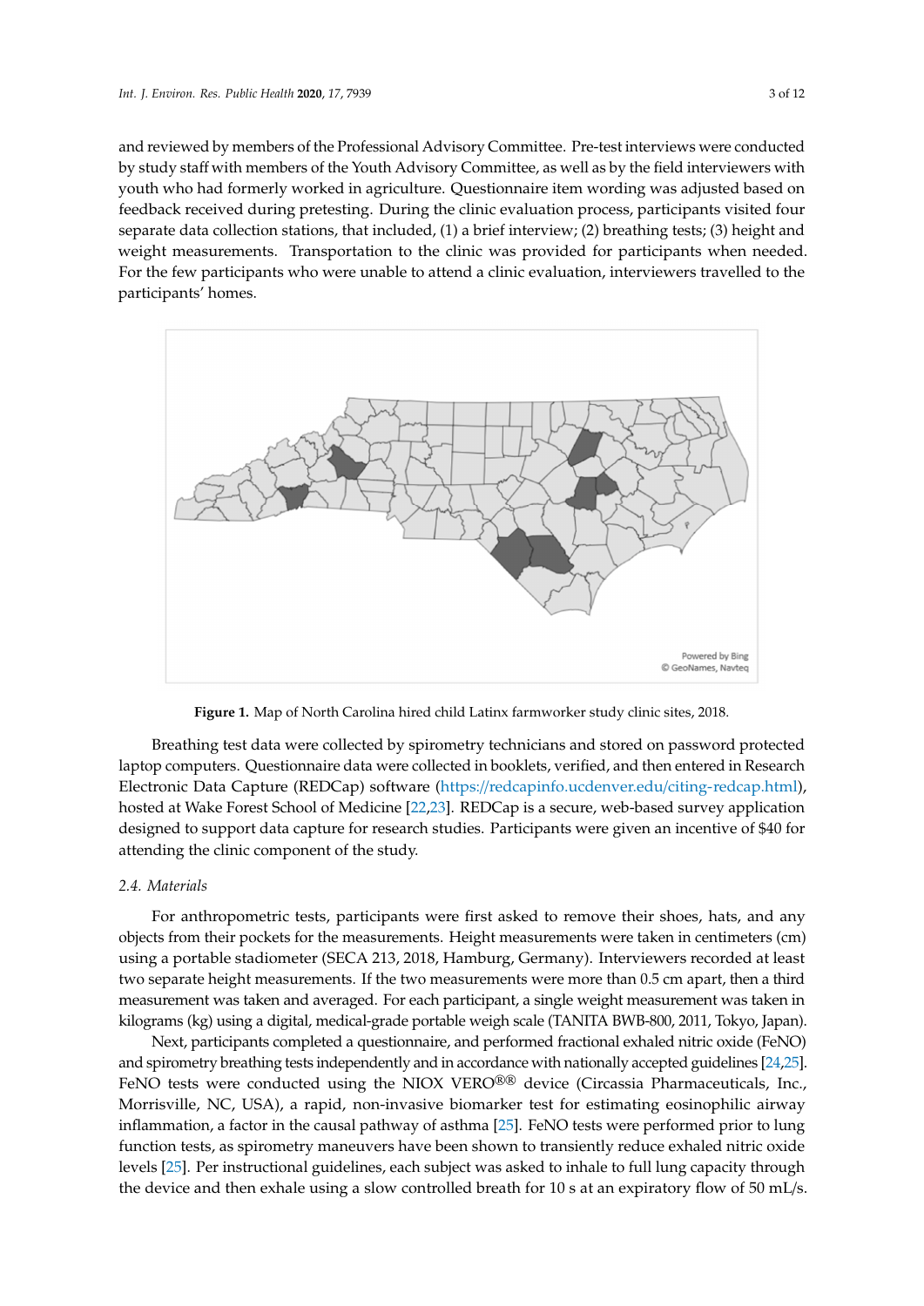and reviewed by members of the Professional Advisory Committee. Pre-test interviews were conducted by study staff with members of the Youth Advisory Committee, as well as by the field interviewers with youth who had formerly worked in agriculture. Questionnaire item wording was adjusted based on feedback received during pretesting. During the clinic evaluation process, participants visited four separate data collection stations, that included, (1) a brief interview; (2) breathing tests; (3) height and weight measurements. Transportation to the clinic was provided for participants when needed. For the few participants who were unable to attend a clinic evaluation, interviewers travelled to the participants' homes.

**Figure 1.** Map of North Carolina hired child Latinx farmworker study clinic sites, 2018.

Breathing test data were collected by spirometry technicians and stored on password protected laptop computers. Questionnaire data were collected in booklets, verified, and then entered in Research Electronic Data Capture (REDCap) software (https://redcapinfo.ucdenver.edu/citing-redcap.html), hosted at Wake Forest School of Medicine [22,23]. REDCap is a secure, web-based survey application designed to support data capture for research studies. Participants were given an incentive of $40 for attending the clinic component of the study.

### 2.4. Materials

For anthropometric tests, participants were first asked to remove their shoes, hats, and any objects from their pockets for the measurements. Height measurements were taken in centimeters (cm) using a portable stadiometer (SECA 213, 2018, Hamburg, Germany). Interviewers recorded at least two separate height measurements. If the two measurements were more than 0.5 cm apart, then a third measurement was taken and averaged. For each participant, a single weight measurement was taken in kilograms (kg) using a digital, medical-grade portable weigh scale (TANITA BWB-800, 2011, Tokyo, Japan).

Next, participants completed a questionnaire, and performed fractional exhaled nitric oxide (FeNO) and spirometry breathing tests independently and in accordance with nationally accepted guidelines [24,25]. FeNO tests were conducted using the NIOX VERO®® device (Circassia Pharmaceuticals, Inc., Morrisville, NC, USA), a rapid, non-invasive biomarker test for estimating eosinophilic airway inflammation, a factor in the causal pathway of asthma [25]. FeNO tests were performed prior to lung function tests, as spirometry maneuvers have been shown to transiently reduce exhaled nitric oxide levels [25]. Per instructional guidelines, each subject was asked to inhale to full lung capacity through the device and then exhale using a slow controlled breath for 10 s at an expiratory flow of 50 mL/s.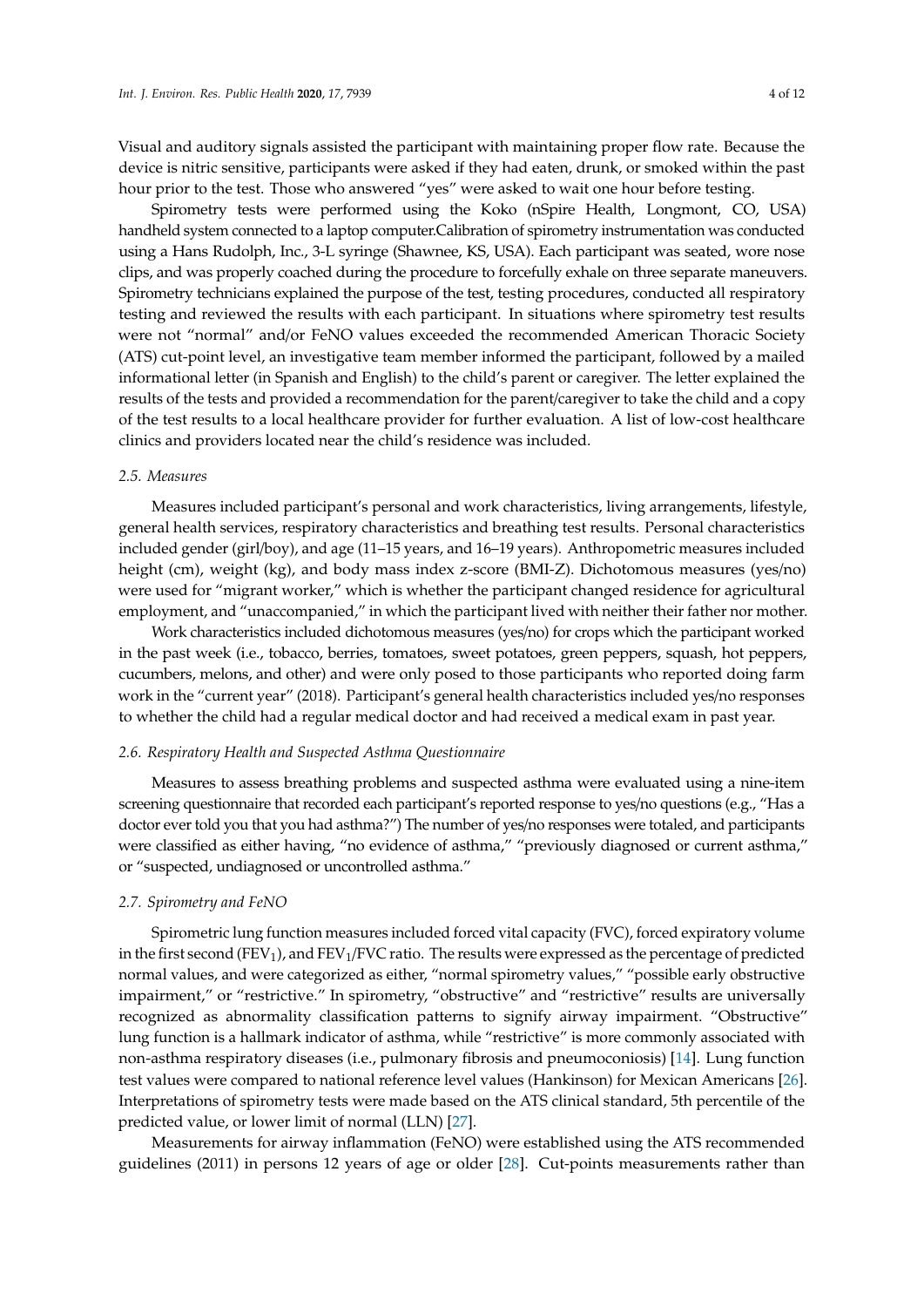Visual and auditory signals assisted the participant with maintaining proper flow rate. Because the device is nitric sensitive, participants were asked if they had eaten, drunk, or smoked within the past hour prior to the test. Those who answered "yes" were asked to wait one hour before testing.

Spirometry tests were performed using the Koko (nSpire Health, Longmont, CO, USA) handheld system connected to a laptop computer.Calibration of spirometry instrumentation was conducted using a Hans Rudolph, Inc., 3-L syringe (Shawnee, KS, USA). Each participant was seated, wore nose clips, and was properly coached during the procedure to forcefully exhale on three separate maneuvers. Spirometry technicians explained the purpose of the test, testing procedures, conducted all respiratory testing and reviewed the results with each participant. In situations where spirometry test results were not "normal" and/or FeNO values exceeded the recommended American Thoracic Society (ATS) cut-point level, an investigative team member informed the participant, followed by a mailed informational letter (in Spanish and English) to the child's parent or caregiver. The letter explained the results of the tests and provided a recommendation for the parent/caregiver to take the child and a copy of the test results to a local healthcare provider for further evaluation. A list of low-cost healthcare clinics and providers located near the child's residence was included.

### 2.5. Measures

Measures included participant's personal and work characteristics, living arrangements, lifestyle, general health services, respiratory characteristics and breathing test results. Personal characteristics included gender (girl/boy), and age (11–15 years, and 16–19 years). Anthropometric measures included height (cm), weight (kg), and body mass index z-score (BMI-Z). Dichotomous measures (yes/no) were used for "migrant worker," which is whether the participant changed residence for agricultural employment, and "unaccompanied," in which the participant lived with neither their father nor mother.

Work characteristics included dichotomous measures (yes/no) for crops which the participant worked in the past week (i.e., tobacco, berries, tomatoes, sweet potatoes, green peppers, squash, hot peppers, cucumbers, melons, and other) and were only posed to those participants who reported doing farm work in the "current year" (2018). Participant's general health characteristics included yes/no responses to whether the child had a regular medical doctor and had received a medical exam in past year.

### 2.6. Respiratory Health and Suspected Asthma Questionnaire

Measures to assess breathing problems and suspected asthma were evaluated using a nine-item screening questionnaire that recorded each participant's reported response to yes/no questions (e.g., "Has a doctor ever told you that you had asthma?") The number of yes/no responses were totaled, and participants were classified as either having, "no evidence of asthma," "previously diagnosed or current asthma," or "suspected, undiagnosed or uncontrolled asthma."

### 2.7. Spirometry and FeNO

Spirometric lung function measures included forced vital capacity (FVC), forced expiratory volume in the first second ($FEV_1$), and $FEV_1$/FVC ratio. The results were expressed as the percentage of predicted normal values, and were categorized as either, "normal spirometry values," "possible early obstructive impairment," or "restrictive." In spirometry, "obstructive" and "restrictive" results are universally recognized as abnormality classification patterns to signify airway impairment. "Obstructive" lung function is a hallmark indicator of asthma, while "restrictive" is more commonly associated with non-asthma respiratory diseases (i.e., pulmonary fibrosis and pneumoconiosis) [14]. Lung function test values were compared to national reference level values (Hankinson) for Mexican Americans [26]. Interpretations of spirometry tests were made based on the ATS clinical standard, 5th percentile of the predicted value, or lower limit of normal (LLN) [27].

Measurements for airway inflammation (FeNO) were established using the ATS recommended guidelines (2011) in persons 12 years of age or older [28]. Cut-points measurements rather than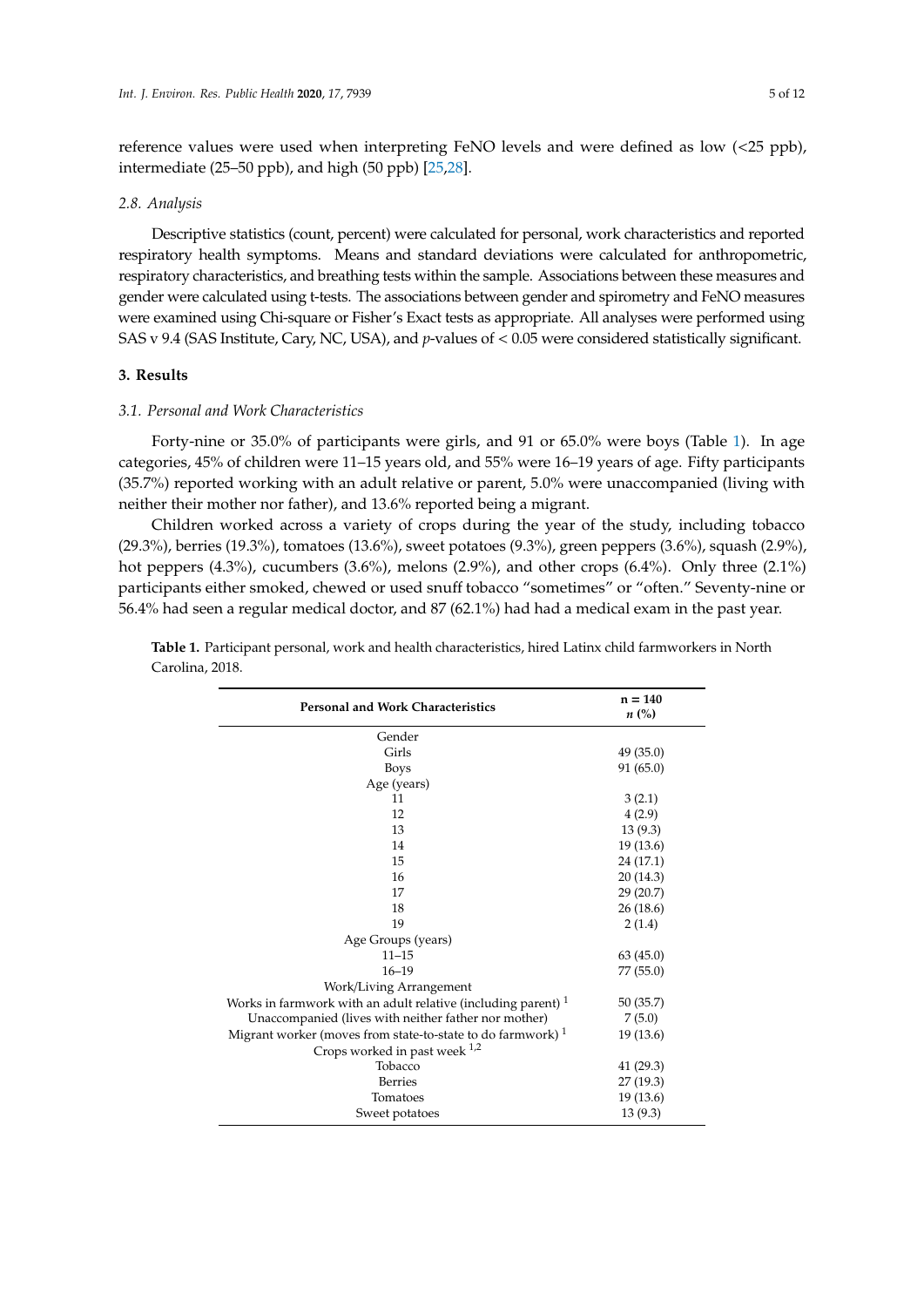reference values were used when interpreting FeNO levels and were defined as low (<25 ppb), intermediate (25–50 ppb), and high (50 ppb) [25,28].

### 2.8. Analysis

Descriptive statistics (count, percent) were calculated for personal, work characteristics and reported respiratory health symptoms. Means and standard deviations were calculated for anthropometric, respiratory characteristics, and breathing tests within the sample. Associations between these measures and gender were calculated using t-tests. The associations between gender and spirometry and FeNO measures were examined using Chi-square or Fisher's Exact tests as appropriate. All analyses were performed using SAS v 9.4 (SAS Institute, Cary, NC, USA), and $p$-values of $< 0.05$ were considered statistically significant.

## 3. Results

### 3.1. Personal and Work Characteristics

Forty-nine or 35.0% of participants were girls, and 91 or 65.0% were boys (Table 1). In age categories, 45% of children were 11–15 years old, and 55% were 16–19 years of age. Fifty participants (35.7%) reported working with an adult relative or parent, 5.0% were unaccompanied (living with neither their mother nor father), and 13.6% reported being a migrant.

Children worked across a variety of crops during the year of the study, including tobacco (29.3%), berries (19.3%), tomatoes (13.6%), sweet potatoes (9.3%), green peppers (3.6%), squash (2.9%), hot peppers (4.3%), cucumbers (3.6%), melons (2.9%), and other crops (6.4%). Only three (2.1%) participants either smoked, chewed or used snuff tobacco "sometimes" or "often." Seventy-nine or 56.4% had seen a regular medical doctor, and 87 (62.1%) had had a medical exam in the past year.

**Table 1.** Participant personal, work and health characteristics, hired Latinx child farmworkers in North Carolina, 2018.

| Personal and Work Characteristics | n = 140 *n* (%) |
|---|---|
| Gender | |
| Girls | 49 (35.0) |
| Boys | 91 (65.0) |
| Age (years) | |
| 11 | 3 (2.1) |
| 12 | 4 (2.9) |
| 13 | 13 (9.3) |
| 14 | 19 (13.6) |
| 15 | 24 (17.1) |
| 16 | 20 (14.3) |
| 17 | 29 (20.7) |
| 18 | 26 (18.6) |
| 19 | 2 (1.4) |
| Age Groups (years) | |
| 11–15 | 63 (45.0) |
| 16–19 | 77 (55.0) |
| Work/Living Arrangement | |
| Works in farmwork with an adult relative (including parent) [1] | 50 (35.7) |
| Unaccompanied (lives with neither father nor mother) | 7 (5.0) |
| Migrant worker (moves from state-to-state to do farmwork) [1] | 19 (13.6) |
| Crops worked in past week [1,2] | |
| Tobacco | 41 (29.3) |
| Berries | 27 (19.3) |
| Tomatoes | 19 (13.6) |
| Sweet potatoes | 13 (9.3) |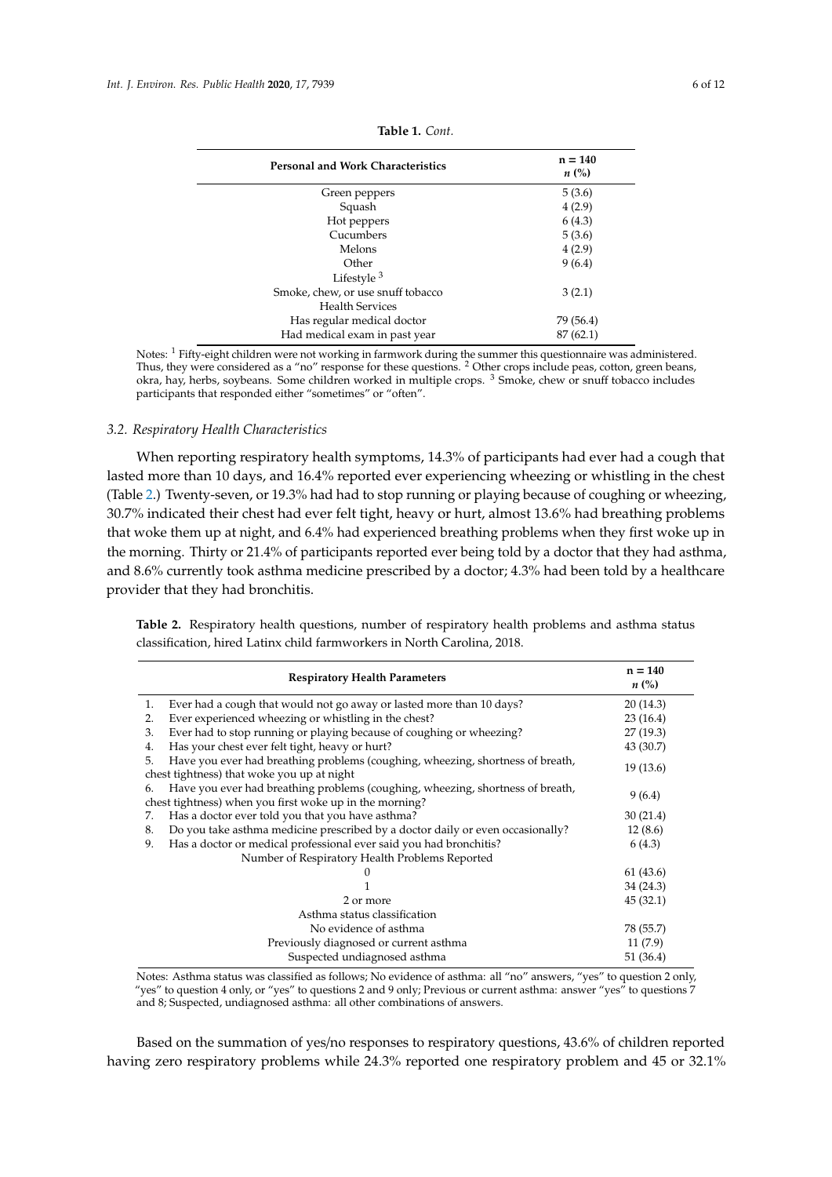**Table 1.** *Cont.*

| Personal and Work Characteristics | n = 140 *n* (%) |
|---|---|
| Green peppers | 5 (3.6) |
| Squash | 4 (2.9) |
| Hot peppers | 6 (4.3) |
| Cucumbers | 5 (3.6) |
| Melons | 4 (2.9) |
| Other | 9 (6.4) |
| Lifestyle [3] | |
| Smoke, chew, or use snuff tobacco | 3 (2.1) |
| Health Services | |
| Has regular medical doctor | 79 (56.4) |
| Had medical exam in past year | 87 (62.1) |

Notes: [1] Fifty-eight children were not working in farmwork during the summer this questionnaire was administered. Thus, they were considered as a "no" response for these questions. [2] Other crops include peas, cotton, green beans, okra, hay, herbs, soybeans. Some children worked in multiple crops. [3] Smoke, chew or snuff tobacco includes participants that responded either "sometimes" or "often".

### 3.2. Respiratory Health Characteristics

When reporting respiratory health symptoms, 14.3% of participants had ever had a cough that lasted more than 10 days, and 16.4% reported ever experiencing wheezing or whistling in the chest (Table 2.) Twenty-seven, or 19.3% had had to stop running or playing because of coughing or wheezing, 30.7% indicated their chest had ever felt tight, heavy or hurt, almost 13.6% had breathing problems that woke them up at night, and 6.4% had experienced breathing problems when they first woke up in the morning. Thirty or 21.4% of participants reported ever being told by a doctor that they had asthma, and 8.6% currently took asthma medicine prescribed by a doctor; 4.3% had been told by a healthcare provider that they had bronchitis.

**Table 2.** Respiratory health questions, number of respiratory health problems and asthma status classification, hired Latinx child farmworkers in North Carolina, 2018.

| Respiratory Health Parameters | n = 140 *n* (%) |
|---|---|
| 1. Ever had a cough that would not go away or lasted more than 10 days? | 20 (14.3) |
| 2. Ever experienced wheezing or whistling in the chest? | 23 (16.4) |
| 3. Ever had to stop running or playing because of coughing or wheezing? | 27 (19.3) |
| 4. Has your chest ever felt tight, heavy or hurt? | 43 (30.7) |
| 5. Have you ever had breathing problems (coughing, wheezing, shortness of breath, chest tightness) that woke you up at night | 19 (13.6) |
| 6. Have you ever had breathing problems (coughing, wheezing, shortness of breath, chest tightness) when you first woke up in the morning? | 9 (6.4) |
| 7. Has a doctor ever told you that you have asthma? | 30 (21.4) |
| 8. Do you take asthma medicine prescribed by a doctor daily or even occasionally? | 12 (8.6) |
| 9. Has a doctor or medical professional ever said you had bronchitis? | 6 (4.3) |
| Number of Respiratory Health Problems Reported | |
| 0 | 61 (43.6) |
| 1 | 34 (24.3) |
| 2 or more | 45 (32.1) |
| Asthma status classification | |
| No evidence of asthma | 78 (55.7) |
| Previously diagnosed or current asthma | 11 (7.9) |
| Suspected undiagnosed asthma | 51 (36.4) |

Notes: Asthma status was classified as follows; No evidence of asthma: all "no" answers, "yes" to question 2 only, "yes" to question 4 only, or "yes" to questions 2 and 9 only; Previous or current asthma: answer "yes" to questions 7 and 8; Suspected, undiagnosed asthma: all other combinations of answers.

Based on the summation of yes/no responses to respiratory questions, 43.6% of children reported having zero respiratory problems while 24.3% reported one respiratory problem and 45 or 32.1%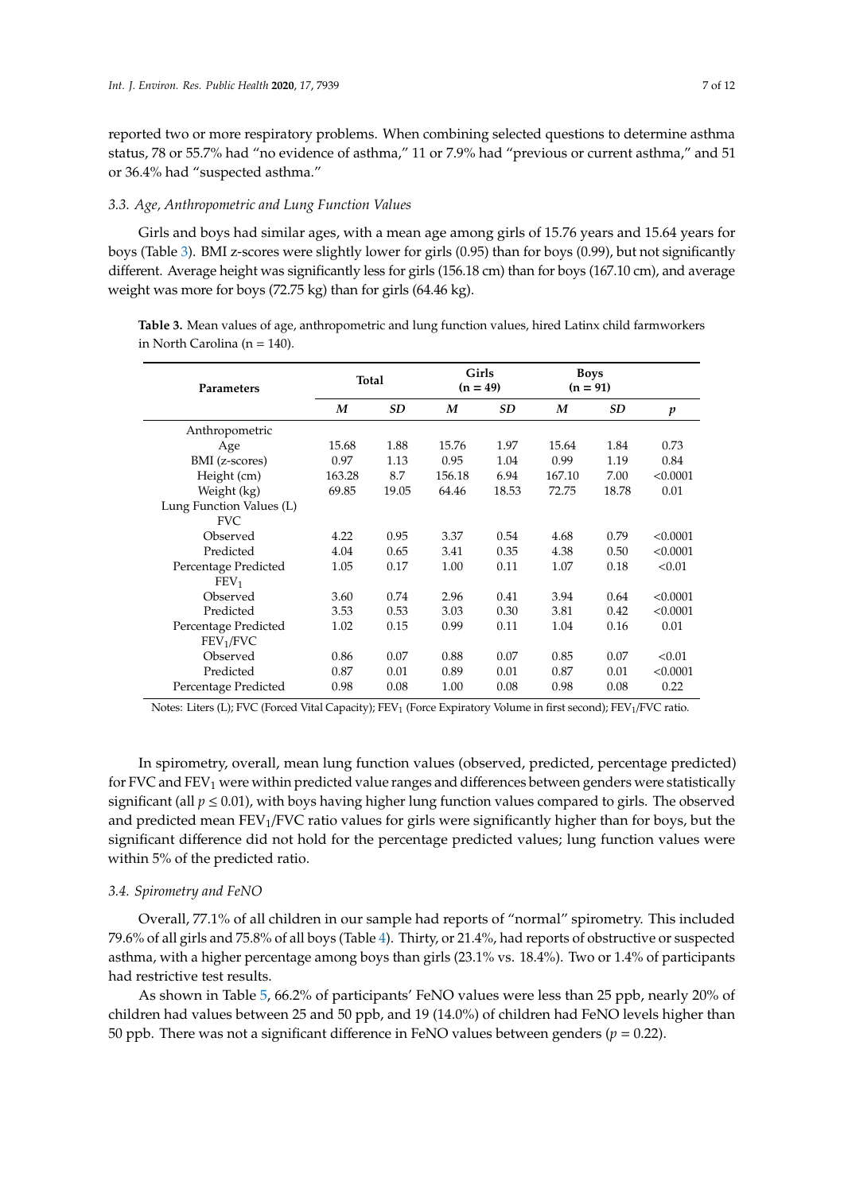reported two or more respiratory problems. When combining selected questions to determine asthma status, 78 or 55.7% had "no evidence of asthma," 11 or 7.9% had "previous or current asthma," and 51 or 36.4% had "suspected asthma."

### 3.3. Age, Anthropometric and Lung Function Values

Girls and boys had similar ages, with a mean age among girls of 15.76 years and 15.64 years for boys (Table 3). BMI z-scores were slightly lower for girls (0.95) than for boys (0.99), but not significantly different. Average height was significantly less for girls (156.18 cm) than for boys (167.10 cm), and average weight was more for boys (72.75 kg) than for girls (64.46 kg).

**Table 3.** Mean values of age, anthropometric and lung function values, hired Latinx child farmworkers in North Carolina (n = 140).

| Parameters | Total | | Girls (n = 49) | | Boys (n = 91) | | |
|---|---|---|---|---|---|---|---|
| | *M* | *SD* | *M* | *SD* | *M* | *SD* | *p* |
| Anthropometric | | | | | | | |
| Age | 15.68 | 1.88 | 15.76 | 1.97 | 15.64 | 1.84 | 0.73 |
| BMI (z-scores) | 0.97 | 1.13 | 0.95 | 1.04 | 0.99 | 1.19 | 0.84 |
| Height (cm) | 163.28 | 8.7 | 156.18 | 6.94 | 167.10 | 7.00 | <0.0001 |
| Weight (kg) | 69.85 | 19.05 | 64.46 | 18.53 | 72.75 | 18.78 | 0.01 |
| Lung Function Values (L) | | | | | | | |
| FVC | | | | | | | |
| Observed | 4.22 | 0.95 | 3.37 | 0.54 | 4.68 | 0.79 | <0.0001 |
| Predicted | 4.04 | 0.65 | 3.41 | 0.35 | 4.38 | 0.50 | <0.0001 |
| Percentage Predicted | 1.05 | 0.17 | 1.00 | 0.11 | 1.07 | 0.18 | <0.01 |
| $FEV_1$ | | | | | | | |
| Observed | 3.60 | 0.74 | 2.96 | 0.41 | 3.94 | 0.64 | <0.0001 |
| Predicted | 3.53 | 0.53 | 3.03 | 0.30 | 3.81 | 0.42 | <0.0001 |
| Percentage Predicted | 1.02 | 0.15 | 0.99 | 0.11 | 1.04 | 0.16 | 0.01 |
| $FEV_1$/FVC | | | | | | | |
| Observed | 0.86 | 0.07 | 0.88 | 0.07 | 0.85 | 0.07 | <0.01 |
| Predicted | 0.87 | 0.01 | 0.89 | 0.01 | 0.87 | 0.01 | <0.0001 |
| Percentage Predicted | 0.98 | 0.08 | 1.00 | 0.08 | 0.98 | 0.08 | 0.22 |

Notes: Liters (L); FVC (Forced Vital Capacity); $FEV_1$ (Force Expiratory Volume in first second); $FEV_1$/FVC ratio.

In spirometry, overall, mean lung function values (observed, predicted, percentage predicted) for FVC and $FEV_1$ were within predicted value ranges and differences between genders were statistically significant (all $p \leq 0.01$), with boys having higher lung function values compared to girls. The observed and predicted mean $FEV_1$/FVC ratio values for girls were significantly higher than for boys, but the significant difference did not hold for the percentage predicted values; lung function values were within 5% of the predicted ratio.

### 3.4. Spirometry and FeNO

Overall, 77.1% of all children in our sample had reports of "normal" spirometry. This included 79.6% of all girls and 75.8% of all boys (Table 4). Thirty, or 21.4%, had reports of obstructive or suspected asthma, with a higher percentage among boys than girls (23.1% vs. 18.4%). Two or 1.4% of participants had restrictive test results.

As shown in Table 5, 66.2% of participants' FeNO values were less than 25 ppb, nearly 20% of children had values between 25 and 50 ppb, and 19 (14.0%) of children had FeNO levels higher than 50 ppb. There was not a significant difference in FeNO values between genders ($p = 0.22$).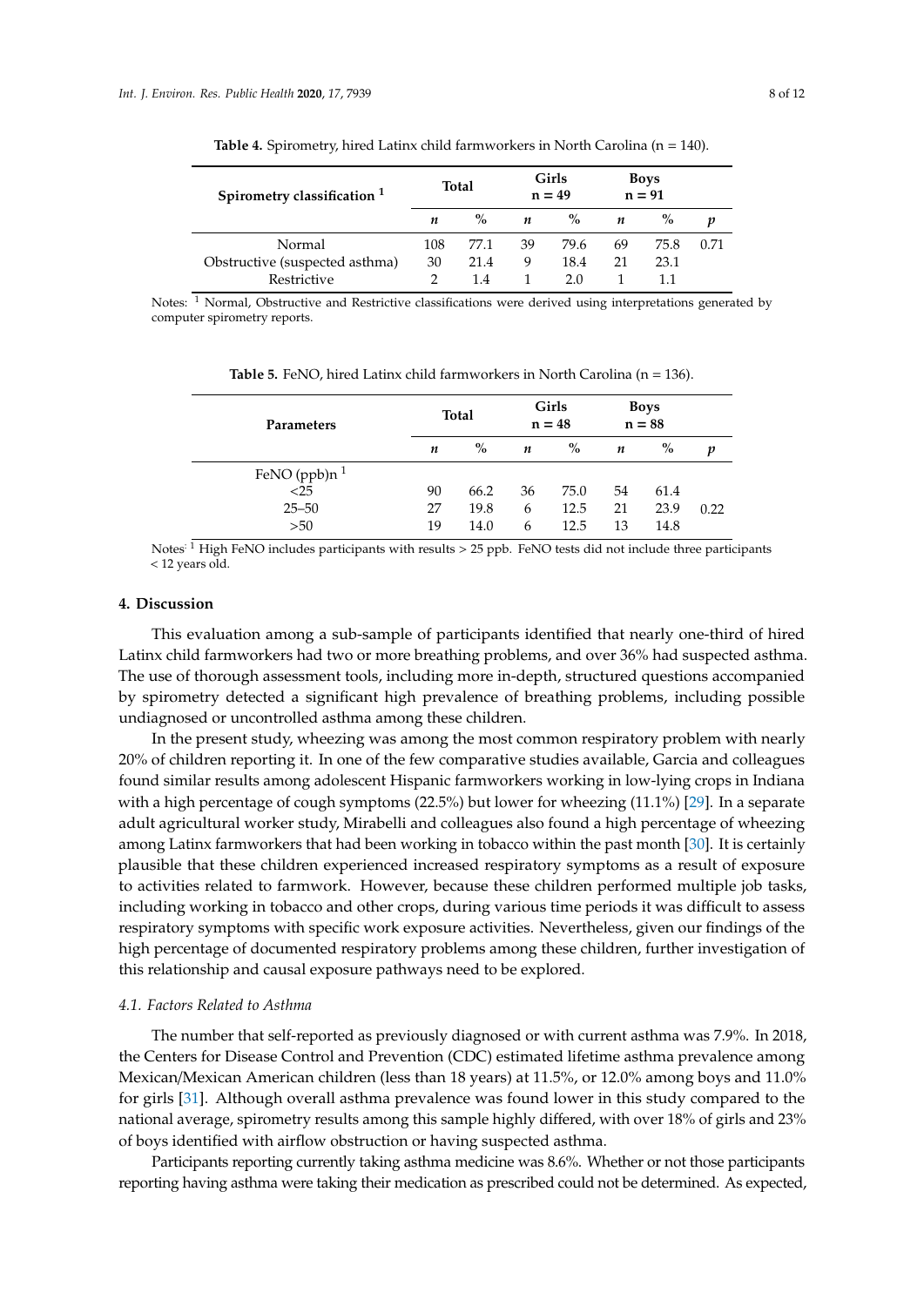**Table 4.** Spirometry, hired Latinx child farmworkers in North Carolina (n = 140).

| Spirometry classification [1] | Total | | Girls n = 49 | | Boys n = 91 | | |
|---|---|---|---|---|---|---|---|
| | *n* | % | *n* | % | *n* | % | *p* |
| Normal | 108 | 77.1 | 39 | 79.6 | 69 | 75.8 | 0.71 |
| Obstructive (suspected asthma) | 30 | 21.4 | 9 | 18.4 | 21 | 23.1 | |
| Restrictive | 2 | 1.4 | 1 | 2.0 | 1 | 1.1 | |

Notes: [1] Normal, Obstructive and Restrictive classifications were derived using interpretations generated by computer spirometry reports.

**Table 5.** FeNO, hired Latinx child farmworkers in North Carolina (n = 136).

| Parameters | Total | | Girls n = 48 | | Boys n = 88 | | |
|---|---|---|---|---|---|---|---|
| | *n* | % | *n* | % | *n* | % | *p* |
| FeNO (ppb)n [1] | | | | | | | |
| <25 | 90 | 66.2 | 36 | 75.0 | 54 | 61.4 | |
| 25–50 | 27 | 19.8 | 6 | 12.5 | 21 | 23.9 | 0.22 |
| >50 | 19 | 14.0 | 6 | 12.5 | 13 | 14.8 | |

Notes: [1] High FeNO includes participants with results > 25 ppb. FeNO tests did not include three participants < 12 years old.

## 4. Discussion

This evaluation among a sub-sample of participants identified that nearly one-third of hired Latinx child farmworkers had two or more breathing problems, and over 36% had suspected asthma. The use of thorough assessment tools, including more in-depth, structured questions accompanied by spirometry detected a significant high prevalence of breathing problems, including possible undiagnosed or uncontrolled asthma among these children.

In the present study, wheezing was among the most common respiratory problem with nearly 20% of children reporting it. In one of the few comparative studies available, Garcia and colleagues found similar results among adolescent Hispanic farmworkers working in low-lying crops in Indiana with a high percentage of cough symptoms (22.5%) but lower for wheezing (11.1%) [29]. In a separate adult agricultural worker study, Mirabelli and colleagues also found a high percentage of wheezing among Latinx farmworkers that had been working in tobacco within the past month [30]. It is certainly plausible that these children experienced increased respiratory symptoms as a result of exposure to activities related to farmwork. However, because these children performed multiple job tasks, including working in tobacco and other crops, during various time periods it was difficult to assess respiratory symptoms with specific work exposure activities. Nevertheless, given our findings of the high percentage of documented respiratory problems among these children, further investigation of this relationship and causal exposure pathways need to be explored.

### *4.1. Factors Related to Asthma*

The number that self-reported as previously diagnosed or with current asthma was 7.9%. In 2018, the Centers for Disease Control and Prevention (CDC) estimated lifetime asthma prevalence among Mexican/Mexican American children (less than 18 years) at 11.5%, or 12.0% among boys and 11.0% for girls [31]. Although overall asthma prevalence was found lower in this study compared to the national average, spirometry results among this sample highly differed, with over 18% of girls and 23% of boys identified with airflow obstruction or having suspected asthma.

Participants reporting currently taking asthma medicine was 8.6%. Whether or not those participants reporting having asthma were taking their medication as prescribed could not be determined. As expected,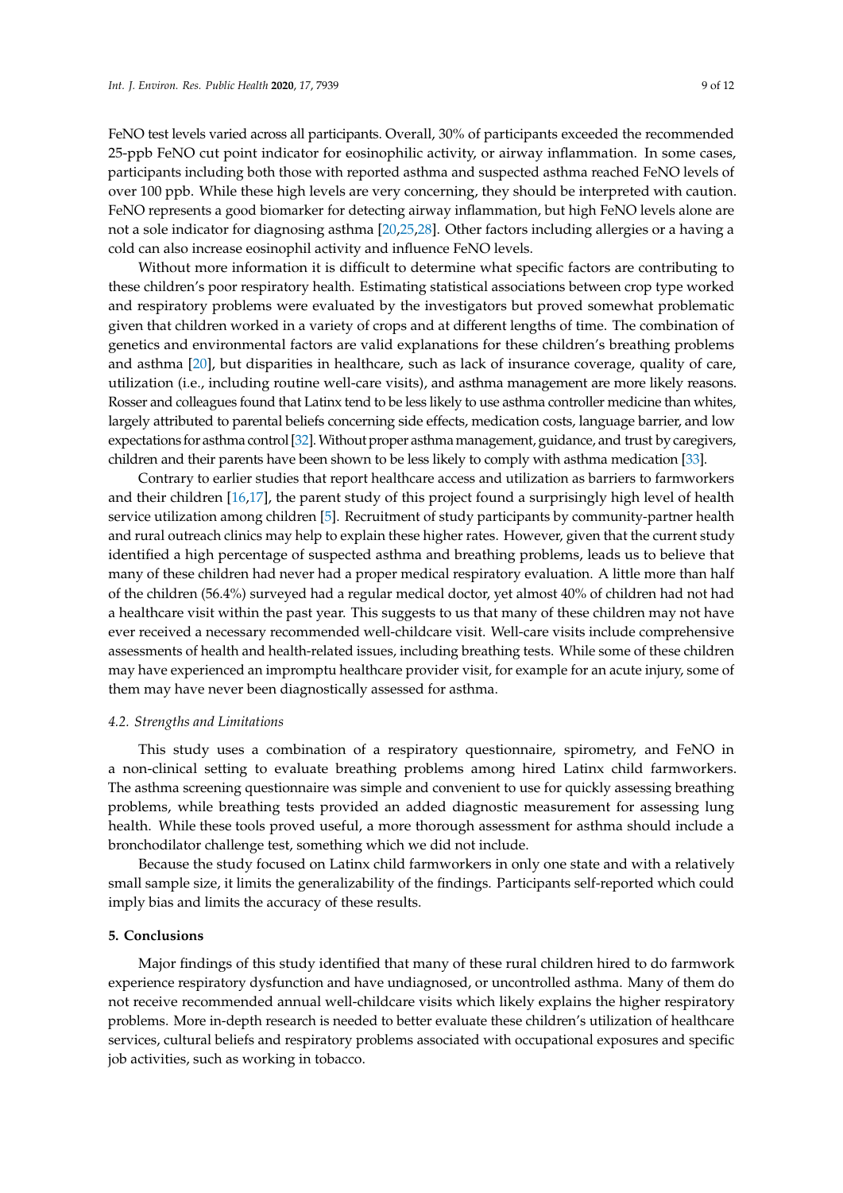FeNO test levels varied across all participants. Overall, 30% of participants exceeded the recommended 25-ppb FeNO cut point indicator for eosinophilic activity, or airway inflammation. In some cases, participants including both those with reported asthma and suspected asthma reached FeNO levels of over 100 ppb. While these high levels are very concerning, they should be interpreted with caution. FeNO represents a good biomarker for detecting airway inflammation, but high FeNO levels alone are not a sole indicator for diagnosing asthma [20,25,28]. Other factors including allergies or a having a cold can also increase eosinophil activity and influence FeNO levels.

Without more information it is difficult to determine what specific factors are contributing to these children's poor respiratory health. Estimating statistical associations between crop type worked and respiratory problems were evaluated by the investigators but proved somewhat problematic given that children worked in a variety of crops and at different lengths of time. The combination of genetics and environmental factors are valid explanations for these children's breathing problems and asthma [20], but disparities in healthcare, such as lack of insurance coverage, quality of care, utilization (i.e., including routine well-care visits), and asthma management are more likely reasons. Rosser and colleagues found that Latinx tend to be less likely to use asthma controller medicine than whites, largely attributed to parental beliefs concerning side effects, medication costs, language barrier, and low expectations for asthma control [32]. Without proper asthma management, guidance, and trust by caregivers, children and their parents have been shown to be less likely to comply with asthma medication [33].

Contrary to earlier studies that report healthcare access and utilization as barriers to farmworkers and their children [16,17], the parent study of this project found a surprisingly high level of health service utilization among children [5]. Recruitment of study participants by community-partner health and rural outreach clinics may help to explain these higher rates. However, given that the current study identified a high percentage of suspected asthma and breathing problems, leads us to believe that many of these children had never had a proper medical respiratory evaluation. A little more than half of the children (56.4%) surveyed had a regular medical doctor, yet almost 40% of children had not had a healthcare visit within the past year. This suggests to us that many of these children may not have ever received a necessary recommended well-childcare visit. Well-care visits include comprehensive assessments of health and health-related issues, including breathing tests. While some of these children may have experienced an impromptu healthcare provider visit, for example for an acute injury, some of them may have never been diagnostically assessed for asthma.

### *4.2. Strengths and Limitations*

This study uses a combination of a respiratory questionnaire, spirometry, and FeNO in a non-clinical setting to evaluate breathing problems among hired Latinx child farmworkers. The asthma screening questionnaire was simple and convenient to use for quickly assessing breathing problems, while breathing tests provided an added diagnostic measurement for assessing lung health. While these tools proved useful, a more thorough assessment for asthma should include a bronchodilator challenge test, something which we did not include.

Because the study focused on Latinx child farmworkers in only one state and with a relatively small sample size, it limits the generalizability of the findings. Participants self-reported which could imply bias and limits the accuracy of these results.

## **5. Conclusions**

Major findings of this study identified that many of these rural children hired to do farmwork experience respiratory dysfunction and have undiagnosed, or uncontrolled asthma. Many of them do not receive recommended annual well-childcare visits which likely explains the higher respiratory problems. More in-depth research is needed to better evaluate these children's utilization of healthcare services, cultural beliefs and respiratory problems associated with occupational exposures and specific job activities, such as working in tobacco.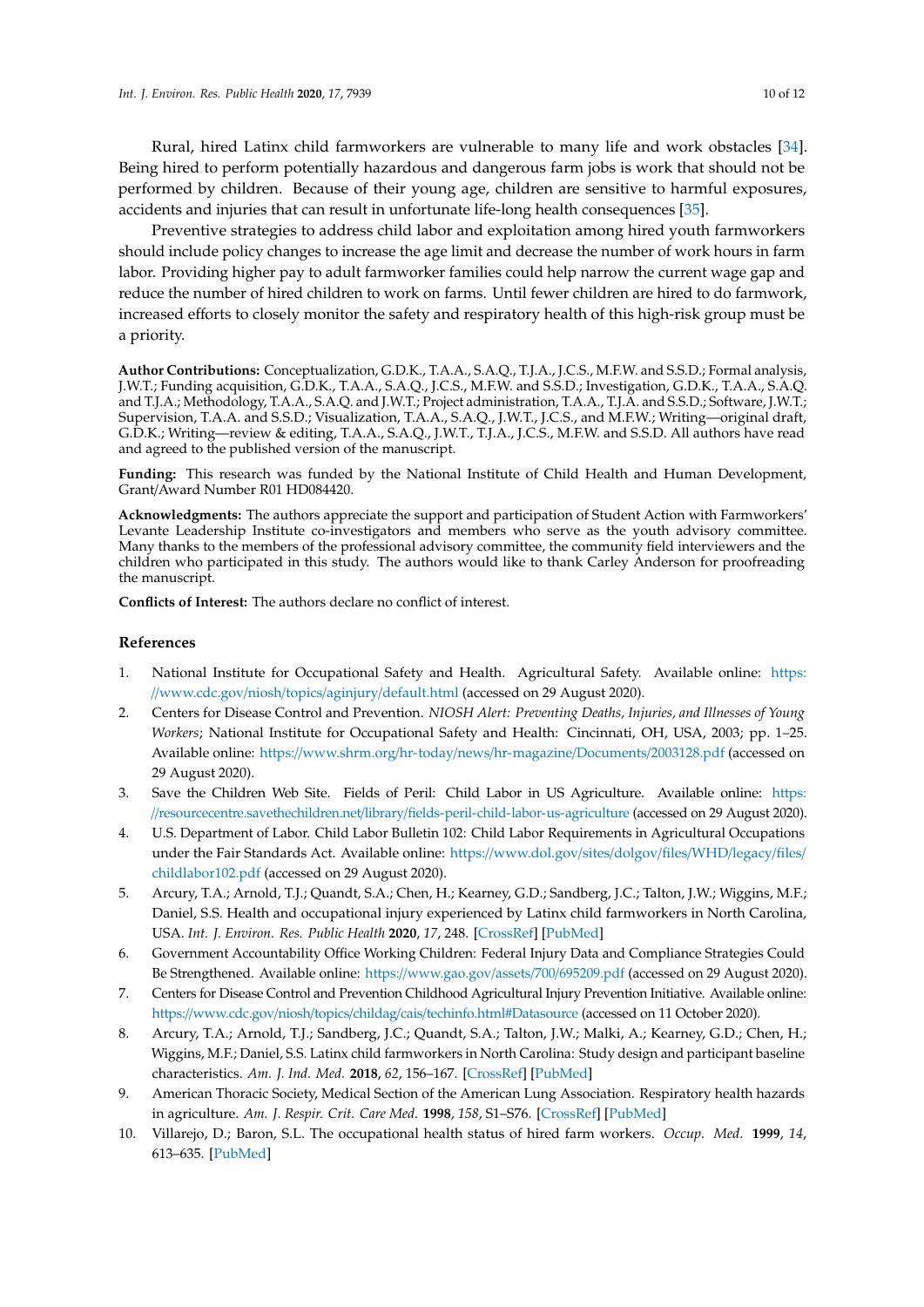Rural, hired Latinx child farmworkers are vulnerable to many life and work obstacles [34]. Being hired to perform potentially hazardous and dangerous farm jobs is work that should not be performed by children. Because of their young age, children are sensitive to harmful exposures, accidents and injuries that can result in unfortunate life-long health consequences [35].

Preventive strategies to address child labor and exploitation among hired youth farmworkers should include policy changes to increase the age limit and decrease the number of work hours in farm labor. Providing higher pay to adult farmworker families could help narrow the current wage gap and reduce the number of hired children to work on farms. Until fewer children are hired to do farmwork, increased efforts to closely monitor the safety and respiratory health of this high-risk group must be a priority.

**Author Contributions:** Conceptualization, G.D.K., T.A.A., S.A.Q., T.J.A., J.C.S., M.F.W. and S.S.D.; Formal analysis, J.W.T.; Funding acquisition, G.D.K., T.A.A., S.A.Q., J.C.S., M.F.W. and S.S.D.; Investigation, G.D.K., T.A.A., S.A.Q. and T.J.A.; Methodology, T.A.A., S.A.Q. and J.W.T.; Project administration, T.A.A., T.J.A. and S.S.D.; Software, J.W.T.; Supervision, T.A.A. and S.S.D.; Visualization, T.A.A., S.A.Q., J.W.T., J.C.S., and M.F.W.; Writing—original draft, G.D.K.; Writing—review & editing, T.A.A., S.A.Q., J.W.T., T.J.A., J.C.S., M.F.W. and S.S.D. All authors have read and agreed to the published version of the manuscript.

**Funding:** This research was funded by the National Institute of Child Health and Human Development, Grant/Award Number R01 HD084420.

**Acknowledgments:** The authors appreciate the support and participation of Student Action with Farmworkers' Levante Leadership Institute co-investigators and members who serve as the youth advisory committee. Many thanks to the members of the professional advisory committee, the community field interviewers and the children who participated in this study. The authors would like to thank Carley Anderson for proofreading the manuscript.

**Conflicts of Interest:** The authors declare no conflict of interest.

## References

1. National Institute for Occupational Safety and Health. Agricultural Safety. Available online: https://www.cdc.gov/niosh/topics/aginjury/default.html (accessed on 29 August 2020).
2. Centers for Disease Control and Prevention. *NIOSH Alert: Preventing Deaths, Injuries, and Illnesses of Young Workers*; National Institute for Occupational Safety and Health: Cincinnati, OH, USA, 2003; pp. 1–25. Available online: https://www.shrm.org/hr-today/news/hr-magazine/Documents/2003128.pdf (accessed on 29 August 2020).
3. Save the Children Web Site. Fields of Peril: Child Labor in US Agriculture. Available online: https://resourcecentre.savethechildren.net/library/fields-peril-child-labor-us-agriculture (accessed on 29 August 2020).
4. U.S. Department of Labor. Child Labor Bulletin 102: Child Labor Requirements in Agricultural Occupations under the Fair Standards Act. Available online: https://www.dol.gov/sites/dolgov/files/WHD/legacy/files/childlabor102.pdf (accessed on 29 August 2020).
5. Arcury, T.A.; Arnold, T.J.; Quandt, S.A.; Chen, H.; Kearney, G.D.; Sandberg, J.C.; Talton, J.W.; Wiggins, M.F.; Daniel, S.S. Health and occupational injury experienced by Latinx child farmworkers in North Carolina, USA. *Int. J. Environ. Res. Public Health* **2020**, *17*, 248. [CrossRef] [PubMed]
6. Government Accountability Office Working Children: Federal Injury Data and Compliance Strategies Could Be Strengthened. Available online: https://www.gao.gov/assets/700/695209.pdf (accessed on 29 August 2020).
7. Centers for Disease Control and Prevention Childhood Agricultural Injury Prevention Initiative. Available online: https://www.cdc.gov/niosh/topics/childag/cais/techinfo.html#Datasource (accessed on 11 October 2020).
8. Arcury, T.A.; Arnold, T.J.; Sandberg, J.C.; Quandt, S.A.; Talton, J.W.; Malki, A.; Kearney, G.D.; Chen, H.; Wiggins, M.F.; Daniel, S.S. Latinx child farmworkers in North Carolina: Study design and participant baseline characteristics. *Am. J. Ind. Med.* **2018**, *62*, 156–167. [CrossRef] [PubMed]
9. American Thoracic Society, Medical Section of the American Lung Association. Respiratory health hazards in agriculture. *Am. J. Respir. Crit. Care Med.* **1998**, *158*, S1–S76. [CrossRef] [PubMed]
10. Villarejo, D.; Baron, S.L. The occupational health status of hired farm workers. *Occup. Med.* **1999**, *14*, 613–635. [PubMed]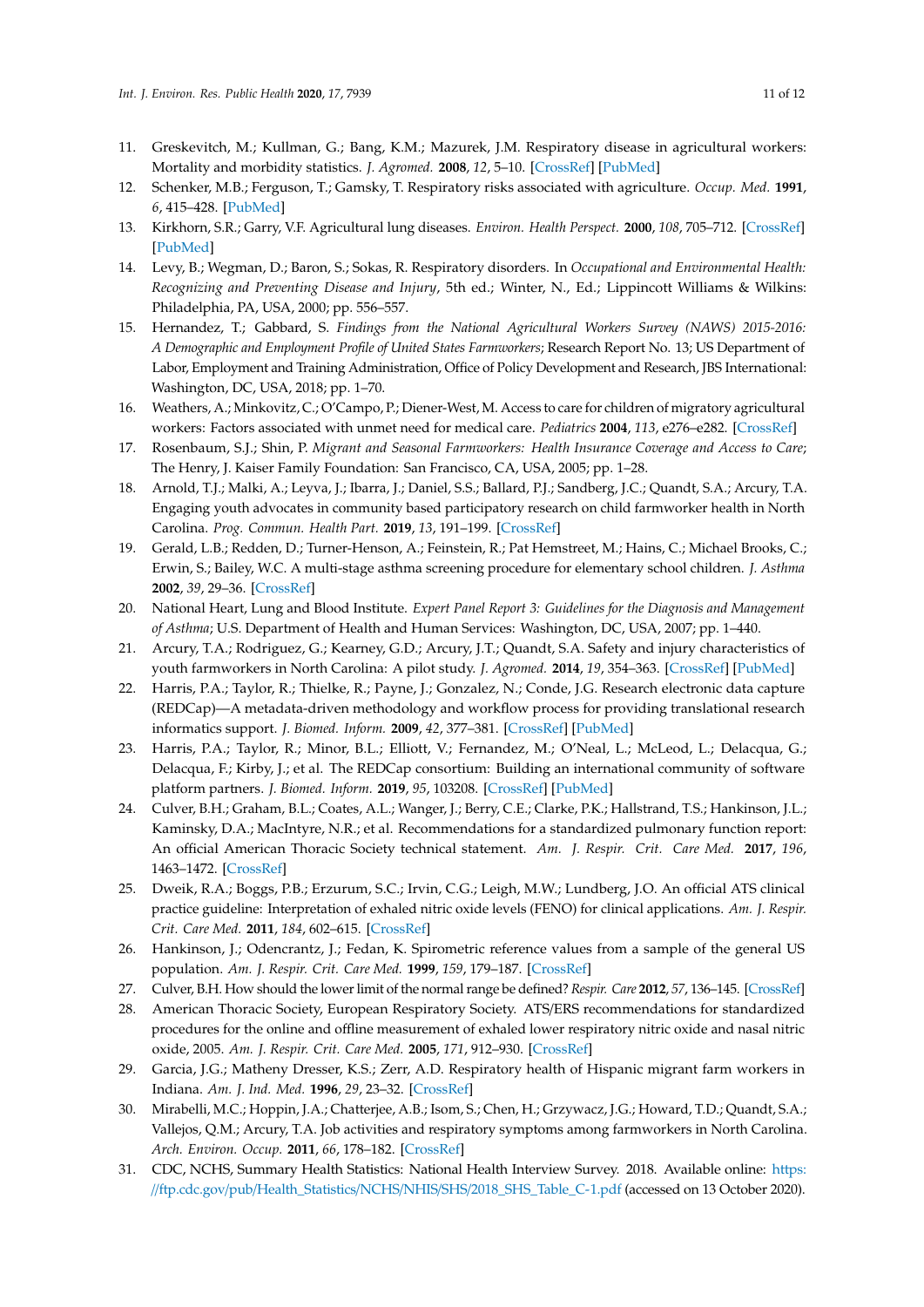11. Greskevitch, M.; Kullman, G.; Bang, K.M.; Mazurek, J.M. Respiratory disease in agricultural workers: Mortality and morbidity statistics. *J. Agromed.* **2008**, *12*, 5–10. [CrossRef] [PubMed]
12. Schenker, M.B.; Ferguson, T.; Gamsky, T. Respiratory risks associated with agriculture. *Occup. Med.* **1991**, *6*, 415–428. [PubMed]
13. Kirkhorn, S.R.; Garry, V.F. Agricultural lung diseases. *Environ. Health Perspect.* **2000**, *108*, 705–712. [CrossRef] [PubMed]
14. Levy, B.; Wegman, D.; Baron, S.; Sokas, R. Respiratory disorders. In *Occupational and Environmental Health: Recognizing and Preventing Disease and Injury*, 5th ed.; Winter, N., Ed.; Lippincott Williams & Wilkins: Philadelphia, PA, USA, 2000; pp. 556–557.
15. Hernandez, T.; Gabbard, S. *Findings from the National Agricultural Workers Survey (NAWS) 2015-2016: A Demographic and Employment Profile of United States Farmworkers*; Research Report No. 13; US Department of Labor, Employment and Training Administration, Office of Policy Development and Research, JBS International: Washington, DC, USA, 2018; pp. 1–70.
16. Weathers, A.; Minkovitz, C.; O'Campo, P.; Diener-West, M. Access to care for children of migratory agricultural workers: Factors associated with unmet need for medical care. *Pediatrics* **2004**, *113*, e276–e282. [CrossRef]
17. Rosenbaum, S.J.; Shin, P. *Migrant and Seasonal Farmworkers: Health Insurance Coverage and Access to Care*; The Henry, J. Kaiser Family Foundation: San Francisco, CA, USA, 2005; pp. 1–28.
18. Arnold, T.J.; Malki, A.; Leyva, J.; Ibarra, J.; Daniel, S.S.; Ballard, P.J.; Sandberg, J.C.; Quandt, S.A.; Arcury, T.A. Engaging youth advocates in community based participatory research on child farmworker health in North Carolina. *Prog. Commun. Health Part.* **2019**, *13*, 191–199. [CrossRef]
19. Gerald, L.B.; Redden, D.; Turner-Henson, A.; Feinstein, R.; Pat Hemstreet, M.; Hains, C.; Michael Brooks, C.; Erwin, S.; Bailey, W.C. A multi-stage asthma screening procedure for elementary school children. *J. Asthma* **2002**, *39*, 29–36. [CrossRef]
20. National Heart, Lung and Blood Institute. *Expert Panel Report 3: Guidelines for the Diagnosis and Management of Asthma*; U.S. Department of Health and Human Services: Washington, DC, USA, 2007; pp. 1–440.
21. Arcury, T.A.; Rodriguez, G.; Kearney, G.D.; Arcury, J.T.; Quandt, S.A. Safety and injury characteristics of youth farmworkers in North Carolina: A pilot study. *J. Agromed.* **2014**, *19*, 354–363. [CrossRef] [PubMed]
22. Harris, P.A.; Taylor, R.; Thielke, R.; Payne, J.; Gonzalez, N.; Conde, J.G. Research electronic data capture (REDCap)—A metadata-driven methodology and workflow process for providing translational research informatics support. *J. Biomed. Inform.* **2009**, *42*, 377–381. [CrossRef] [PubMed]
23. Harris, P.A.; Taylor, R.; Minor, B.L.; Elliott, V.; Fernandez, M.; O'Neal, L.; McLeod, L.; Delacqua, G.; Delacqua, F.; Kirby, J.; et al. The REDCap consortium: Building an international community of software platform partners. *J. Biomed. Inform.* **2019**, *95*, 103208. [CrossRef] [PubMed]
24. Culver, B.H.; Graham, B.L.; Coates, A.L.; Wanger, J.; Berry, C.E.; Clarke, P.K.; Hallstrand, T.S.; Hankinson, J.L.; Kaminsky, D.A.; MacIntyre, N.R.; et al. Recommendations for a standardized pulmonary function report: An official American Thoracic Society technical statement. *Am. J. Respir. Crit. Care Med.* **2017**, *196*, 1463–1472. [CrossRef]
25. Dweik, R.A.; Boggs, P.B.; Erzurum, S.C.; Irvin, C.G.; Leigh, M.W.; Lundberg, J.O. An official ATS clinical practice guideline: Interpretation of exhaled nitric oxide levels (FENO) for clinical applications. *Am. J. Respir. Crit. Care Med.* **2011**, *184*, 602–615. [CrossRef]
26. Hankinson, J.; Odencrantz, J.; Fedan, K. Spirometric reference values from a sample of the general US population. *Am. J. Respir. Crit. Care Med.* **1999**, *159*, 179–187. [CrossRef]
27. Culver, B.H. How should the lower limit of the normal range be defined? *Respir. Care* **2012**, *57*, 136–145. [CrossRef]
28. American Thoracic Society, European Respiratory Society. ATS/ERS recommendations for standardized procedures for the online and offline measurement of exhaled lower respiratory nitric oxide and nasal nitric oxide, 2005. *Am. J. Respir. Crit. Care Med.* **2005**, *171*, 912–930. [CrossRef]
29. Garcia, J.G.; Matheny Dresser, K.S.; Zerr, A.D. Respiratory health of Hispanic migrant farm workers in Indiana. *Am. J. Ind. Med.* **1996**, *29*, 23–32. [CrossRef]
30. Mirabelli, M.C.; Hoppin, J.A.; Chatterjee, A.B.; Isom, S.; Chen, H.; Grzywacz, J.G.; Howard, T.D.; Quandt, S.A.; Vallejos, Q.M.; Arcury, T.A. Job activities and respiratory symptoms among farmworkers in North Carolina. *Arch. Environ. Occup.* **2011**, *66*, 178–182. [CrossRef]
31. CDC, NCHS, Summary Health Statistics: National Health Interview Survey. 2018. Available online: https://ftp.cdc.gov/pub/Health_Statistics/NCHS/NHIS/SHS/2018_SHS_Table_C-1.pdf (accessed on 13 October 2020).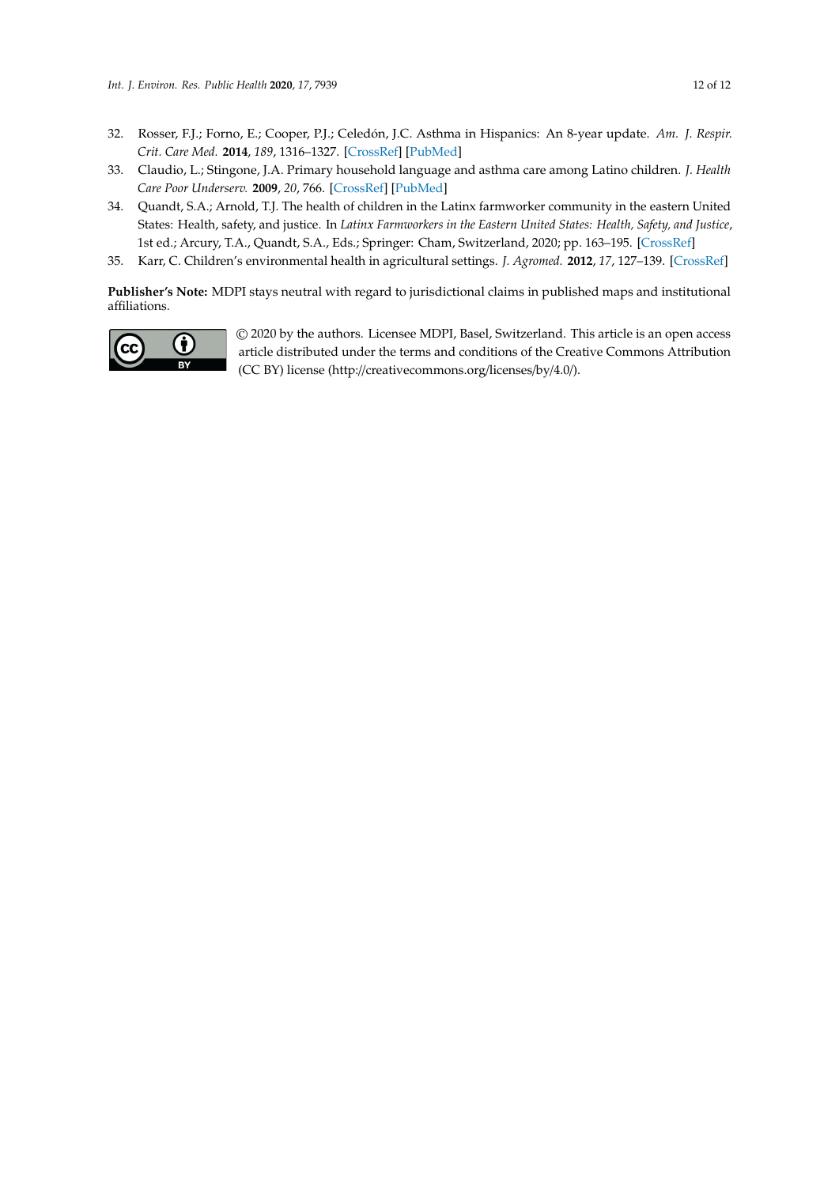32. Rosser, F.J.; Forno, E.; Cooper, P.J.; Celedón, J.C. Asthma in Hispanics: An 8-year update. *Am. J. Respir. Crit. Care Med.* **2014**, *189*, 1316–1327. [CrossRef] [PubMed]
33. Claudio, L.; Stingone, J.A. Primary household language and asthma care among Latino children. *J. Health Care Poor Underserv.* **2009**, *20*, 766. [CrossRef] [PubMed]
34. Quandt, S.A.; Arnold, T.J. The health of children in the Latinx farmworker community in the eastern United States: Health, safety, and justice. In *Latinx Farmworkers in the Eastern United States: Health, Safety, and Justice*, 1st ed.; Arcury, T.A., Quandt, S.A., Eds.; Springer: Cham, Switzerland, 2020; pp. 163–195. [CrossRef]
35. Karr, C. Children's environmental health in agricultural settings. *J. Agromed.* **2012**, *17*, 127–139. [CrossRef]

**Publisher's Note:** MDPI stays neutral with regard to jurisdictional claims in published maps and institutional affiliations.

© 2020 by the authors. Licensee MDPI, Basel, Switzerland. This article is an open access article distributed under the terms and conditions of the Creative Commons Attribution (CC BY) license (http://creativecommons.org/licenses/by/4.0/).